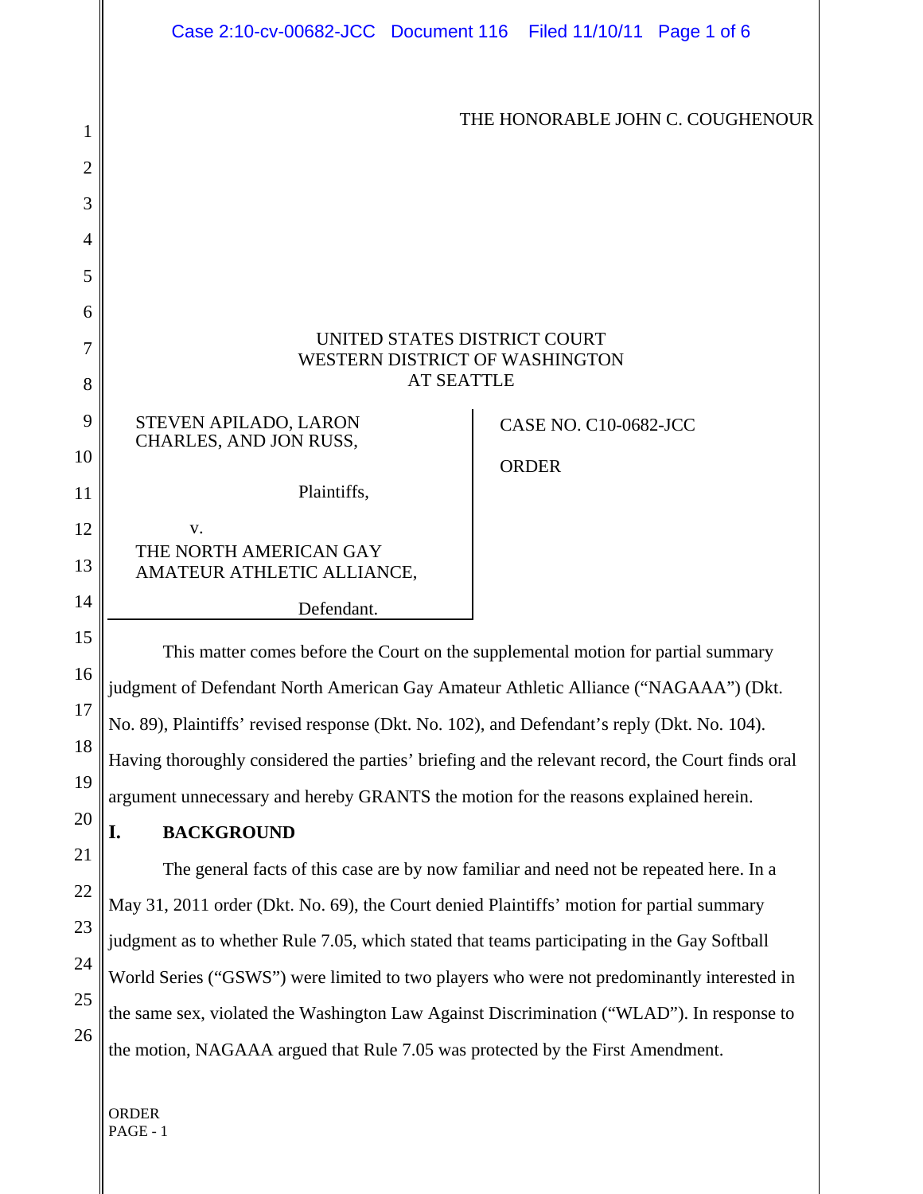THE HONORABLE JOHN C. COUGHENOUR

UNITED STATES DISTRICT COURT
WESTERN DISTRICT OF WASHINGTON
AT SEATTLE

STEVEN APILADO, LARON CHARLES, AND JON RUSS,

Plaintiffs,

v.

THE NORTH AMERICAN GAY AMATEUR ATHLETIC ALLIANCE,

Defendant.

CASE NO. C10-0682-JCC

ORDER

This matter comes before the Court on the supplemental motion for partial summary judgment of Defendant North American Gay Amateur Athletic Alliance ("NAGAAA") (Dkt. No. 89), Plaintiffs' revised response (Dkt. No. 102), and Defendant's reply (Dkt. No. 104). Having thoroughly considered the parties' briefing and the relevant record, the Court finds oral argument unnecessary and hereby GRANTS the motion for the reasons explained herein.

## I. BACKGROUND

The general facts of this case are by now familiar and need not be repeated here. In a May 31, 2011 order (Dkt. No. 69), the Court denied Plaintiffs' motion for partial summary judgment as to whether Rule 7.05, which stated that teams participating in the Gay Softball World Series ("GSWS") were limited to two players who were not predominantly interested in the same sex, violated the Washington Law Against Discrimination ("WLAD"). In response to the motion, NAGAAA argued that Rule 7.05 was protected by the First Amendment.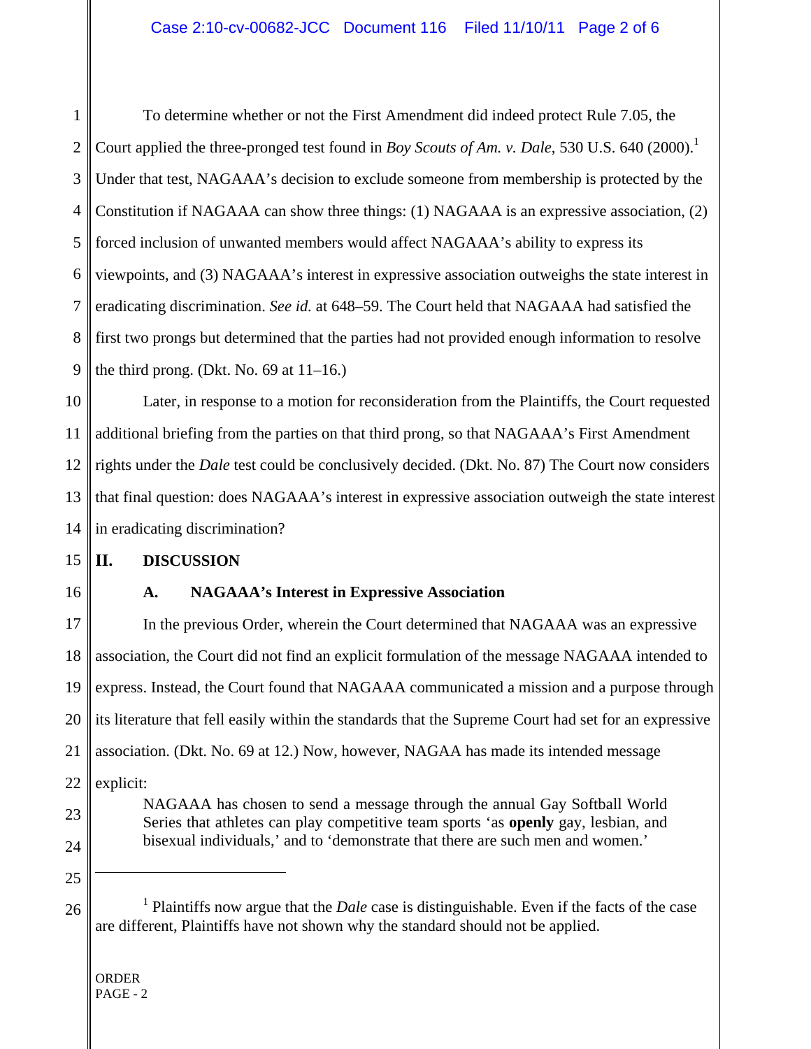To determine whether or not the First Amendment did indeed protect Rule 7.05, the Court applied the three-pronged test found in *Boy Scouts of Am. v. Dale*, 530 U.S. 640 (2000).[1] Under that test, NAGAAA's decision to exclude someone from membership is protected by the Constitution if NAGAAA can show three things: (1) NAGAAA is an expressive association, (2) forced inclusion of unwanted members would affect NAGAAA's ability to express its viewpoints, and (3) NAGAAA's interest in expressive association outweighs the state interest in eradicating discrimination. *See id.* at 648–59. The Court held that NAGAAA had satisfied the first two prongs but determined that the parties had not provided enough information to resolve the third prong. (Dkt. No. 69 at 11–16.)

Later, in response to a motion for reconsideration from the Plaintiffs, the Court requested additional briefing from the parties on that third prong, so that NAGAAA's First Amendment rights under the *Dale* test could be conclusively decided. (Dkt. No. 87) The Court now considers that final question: does NAGAAA's interest in expressive association outweigh the state interest in eradicating discrimination?

## II. DISCUSSION

### A. NAGAAA's Interest in Expressive Association

In the previous Order, wherein the Court determined that NAGAAA was an expressive association, the Court did not find an explicit formulation of the message NAGAAA intended to express. Instead, the Court found that NAGAAA communicated a mission and a purpose through its literature that fell easily within the standards that the Supreme Court had set for an expressive association. (Dkt. No. 69 at 12.) Now, however, NAGAA has made its intended message explicit:

> NAGAAA has chosen to send a message through the annual Gay Softball World Series that athletes can play competitive team sports 'as **openly** gay, lesbian, and bisexual individuals,' and to 'demonstrate that there are such men and women.'

---

[1] Plaintiffs now argue that the *Dale* case is distinguishable. Even if the facts of the case are different, Plaintiffs have not shown why the standard should not be applied.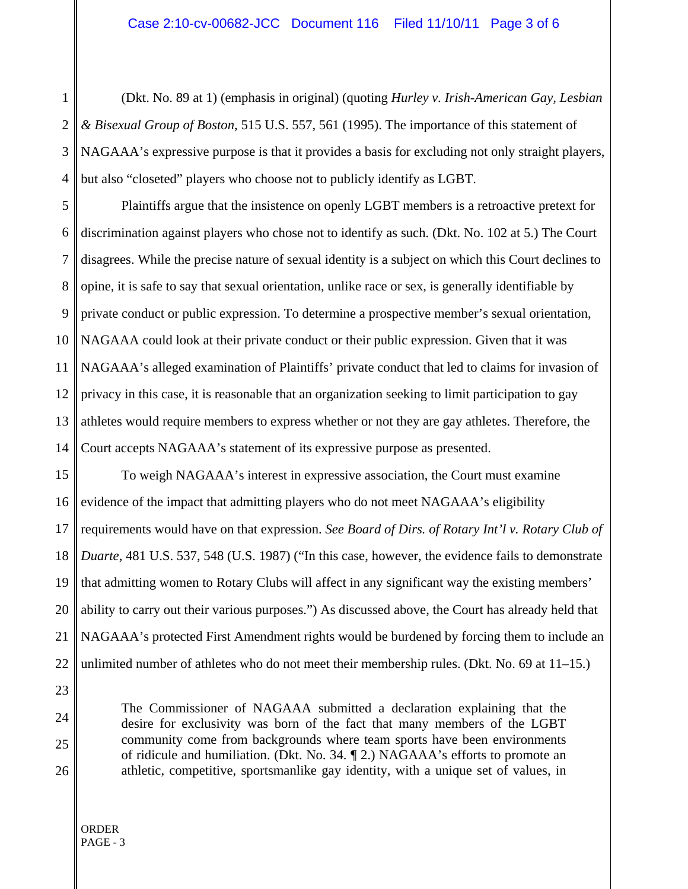(Dkt. No. 89 at 1) (emphasis in original) (quoting *Hurley v. Irish-American Gay, Lesbian & Bisexual Group of Boston*, 515 U.S. 557, 561 (1995). The importance of this statement of NAGAAA's expressive purpose is that it provides a basis for excluding not only straight players, but also "closeted" players who choose not to publicly identify as LGBT.

Plaintiffs argue that the insistence on openly LGBT members is a retroactive pretext for discrimination against players who chose not to identify as such. (Dkt. No. 102 at 5.) The Court disagrees. While the precise nature of sexual identity is a subject on which this Court declines to opine, it is safe to say that sexual orientation, unlike race or sex, is generally identifiable by private conduct or public expression. To determine a prospective member's sexual orientation, NAGAAA could look at their private conduct or their public expression. Given that it was NAGAAA's alleged examination of Plaintiffs' private conduct that led to claims for invasion of privacy in this case, it is reasonable that an organization seeking to limit participation to gay athletes would require members to express whether or not they are gay athletes. Therefore, the Court accepts NAGAAA's statement of its expressive purpose as presented.

To weigh NAGAAA's interest in expressive association, the Court must examine evidence of the impact that admitting players who do not meet NAGAAA's eligibility requirements would have on that expression. *See Board of Dirs. of Rotary Int'l v. Rotary Club of Duarte*, 481 U.S. 537, 548 (U.S. 1987) ("In this case, however, the evidence fails to demonstrate that admitting women to Rotary Clubs will affect in any significant way the existing members' ability to carry out their various purposes.") As discussed above, the Court has already held that NAGAAA's protected First Amendment rights would be burdened by forcing them to include an unlimited number of athletes who do not meet their membership rules. (Dkt. No. 69 at 11–15.)

> The Commissioner of NAGAAA submitted a declaration explaining that the desire for exclusivity was born of the fact that many members of the LGBT community come from backgrounds where team sports have been environments of ridicule and humiliation. (Dkt. No. 34. ¶ 2.) NAGAAA's efforts to promote an athletic, competitive, sportsmanlike gay identity, with a unique set of values, in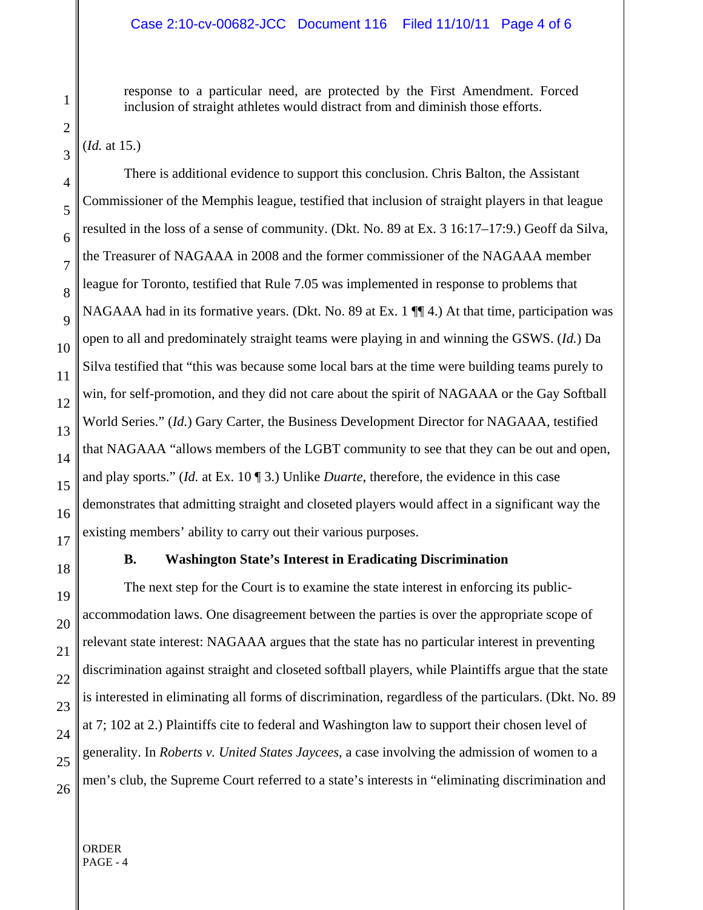> response to a particular need, are protected by the First Amendment. Forced inclusion of straight athletes would distract from and diminish those efforts.

(*Id.* at 15.)

There is additional evidence to support this conclusion. Chris Balton, the Assistant Commissioner of the Memphis league, testified that inclusion of straight players in that league resulted in the loss of a sense of community. (Dkt. No. 89 at Ex. 3 16:17–17:9.) Geoff da Silva, the Treasurer of NAGAAA in 2008 and the former commissioner of the NAGAAA member league for Toronto, testified that Rule 7.05 was implemented in response to problems that NAGAAA had in its formative years. (Dkt. No. 89 at Ex. 1 ¶¶ 4.) At that time, participation was open to all and predominately straight teams were playing in and winning the GSWS. (*Id.*) Da Silva testified that "this was because some local bars at the time were building teams purely to win, for self-promotion, and they did not care about the spirit of NAGAAA or the Gay Softball World Series." (*Id.*) Gary Carter, the Business Development Director for NAGAAA, testified that NAGAAA "allows members of the LGBT community to see that they can be out and open, and play sports." (*Id.* at Ex. 10 ¶ 3.) Unlike *Duarte*, therefore, the evidence in this case demonstrates that admitting straight and closeted players would affect in a significant way the existing members' ability to carry out their various purposes.

### B. Washington State's Interest in Eradicating Discrimination

The next step for the Court is to examine the state interest in enforcing its public-accommodation laws. One disagreement between the parties is over the appropriate scope of relevant state interest: NAGAAA argues that the state has no particular interest in preventing discrimination against straight and closeted softball players, while Plaintiffs argue that the state is interested in eliminating all forms of discrimination, regardless of the particulars. (Dkt. No. 89 at 7; 102 at 2.) Plaintiffs cite to federal and Washington law to support their chosen level of generality. In *Roberts v. United States Jaycees*, a case involving the admission of women to a men's club, the Supreme Court referred to a state's interests in "eliminating discrimination and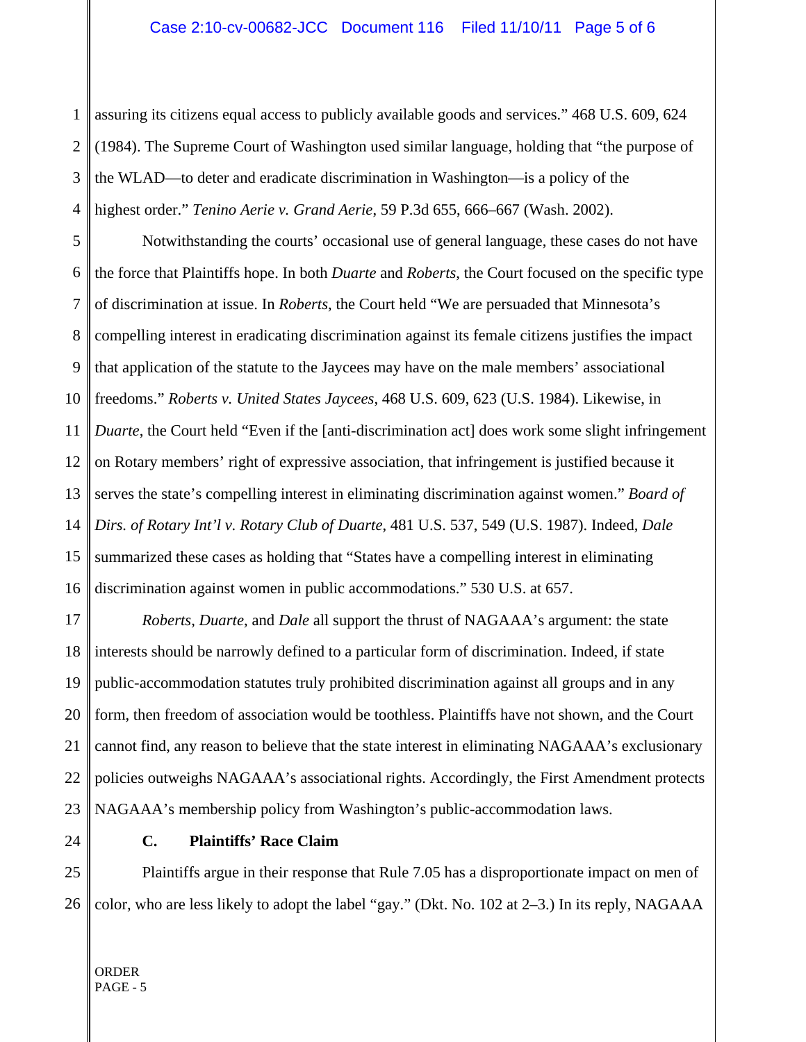assuring its citizens equal access to publicly available goods and services." 468 U.S. 609, 624 (1984). The Supreme Court of Washington used similar language, holding that "the purpose of the WLAD—to deter and eradicate discrimination in Washington—is a policy of the highest order." *Tenino Aerie v. Grand Aerie*, 59 P.3d 655, 666–667 (Wash. 2002).

Notwithstanding the courts' occasional use of general language, these cases do not have the force that Plaintiffs hope. In both *Duarte* and *Roberts*, the Court focused on the specific type of discrimination at issue. In *Roberts*, the Court held "We are persuaded that Minnesota's compelling interest in eradicating discrimination against its female citizens justifies the impact that application of the statute to the Jaycees may have on the male members' associational freedoms." *Roberts v. United States Jaycees*, 468 U.S. 609, 623 (U.S. 1984). Likewise, in *Duarte*, the Court held "Even if the [anti-discrimination act] does work some slight infringement on Rotary members' right of expressive association, that infringement is justified because it serves the state's compelling interest in eliminating discrimination against women." *Board of Dirs. of Rotary Int'l v. Rotary Club of Duarte*, 481 U.S. 537, 549 (U.S. 1987). Indeed, *Dale* summarized these cases as holding that "States have a compelling interest in eliminating discrimination against women in public accommodations." 530 U.S. at 657.

*Roberts*, *Duarte*, and *Dale* all support the thrust of NAGAAA's argument: the state interests should be narrowly defined to a particular form of discrimination. Indeed, if state public-accommodation statutes truly prohibited discrimination against all groups and in any form, then freedom of association would be toothless. Plaintiffs have not shown, and the Court cannot find, any reason to believe that the state interest in eliminating NAGAAA's exclusionary policies outweighs NAGAAA's associational rights. Accordingly, the First Amendment protects NAGAAA's membership policy from Washington's public-accommodation laws.

### C. Plaintiffs' Race Claim

Plaintiffs argue in their response that Rule 7.05 has a disproportionate impact on men of color, who are less likely to adopt the label "gay." (Dkt. No. 102 at 2–3.) In its reply, NAGAAA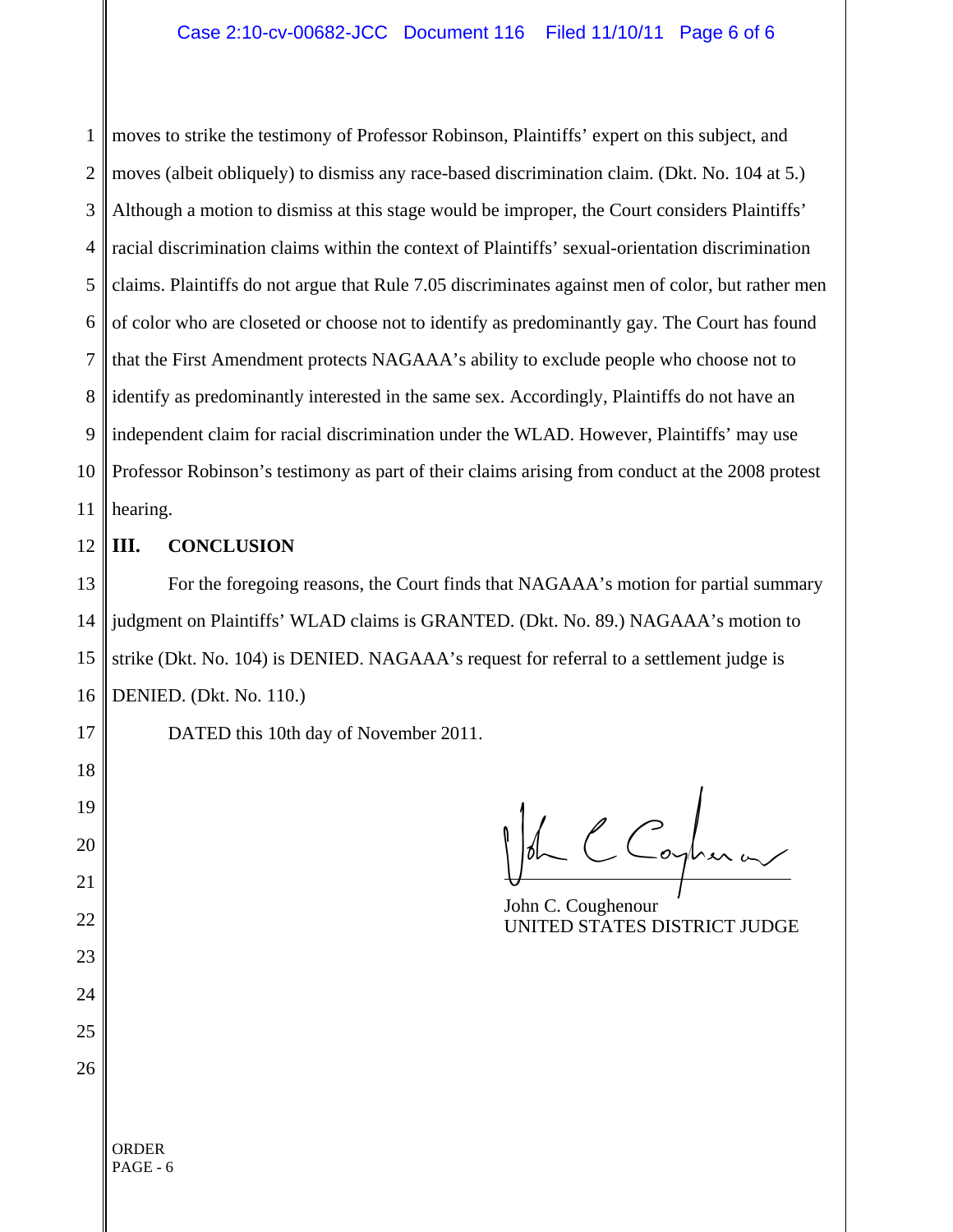moves to strike the testimony of Professor Robinson, Plaintiffs' expert on this subject, and moves (albeit obliquely) to dismiss any race-based discrimination claim. (Dkt. No. 104 at 5.) Although a motion to dismiss at this stage would be improper, the Court considers Plaintiffs' racial discrimination claims within the context of Plaintiffs' sexual-orientation discrimination claims. Plaintiffs do not argue that Rule 7.05 discriminates against men of color, but rather men of color who are closeted or choose not to identify as predominantly gay. The Court has found that the First Amendment protects NAGAAA's ability to exclude people who choose not to identify as predominantly interested in the same sex. Accordingly, Plaintiffs do not have an independent claim for racial discrimination under the WLAD. However, Plaintiffs' may use Professor Robinson's testimony as part of their claims arising from conduct at the 2008 protest hearing.

## III. CONCLUSION

For the foregoing reasons, the Court finds that NAGAAA's motion for partial summary judgment on Plaintiffs' WLAD claims is GRANTED. (Dkt. No. 89.) NAGAAA's motion to strike (Dkt. No. 104) is DENIED. NAGAAA's request for referral to a settlement judge is DENIED. (Dkt. No. 110.)

DATED this 10th day of November 2011.

John C. Coughenour
UNITED STATES DISTRICT JUDGE

ORDER
PAGE - 6